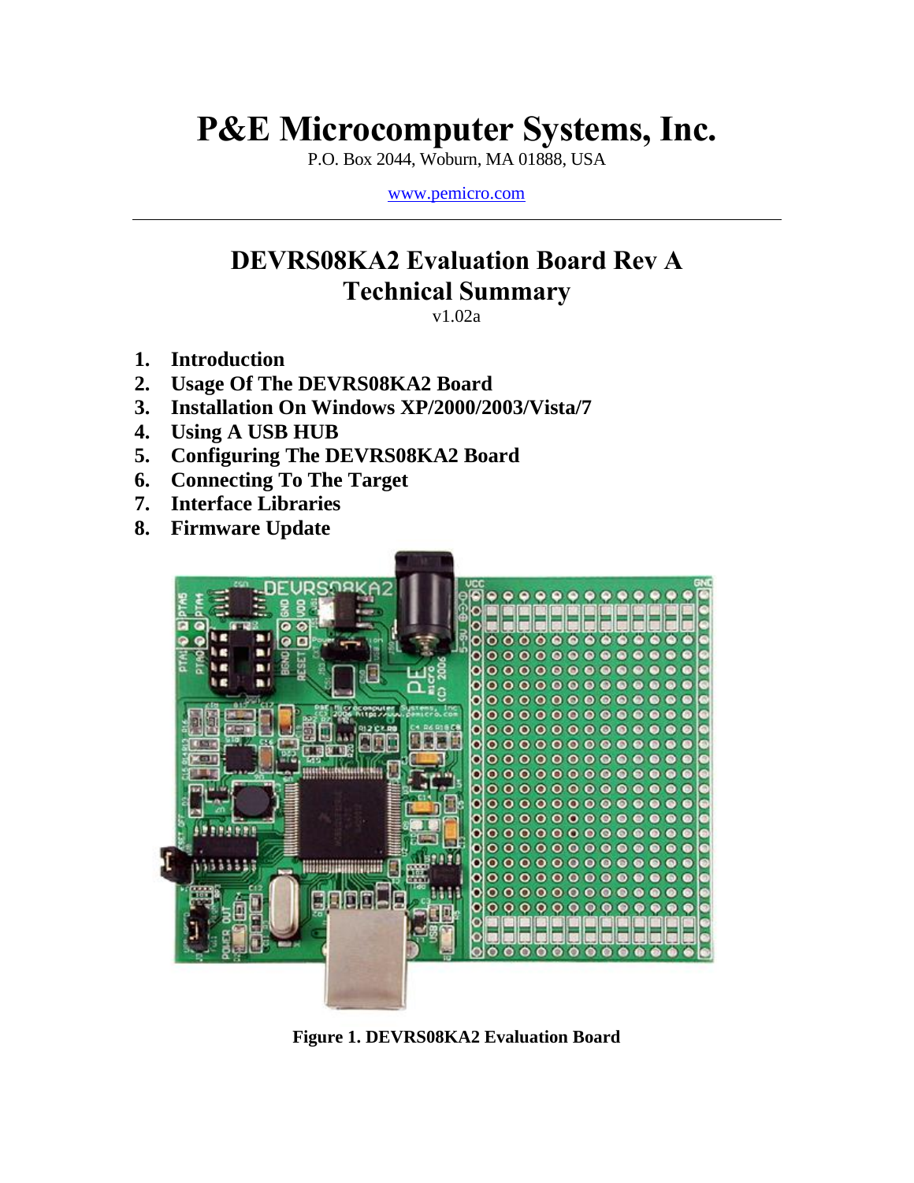# P&E Microcomputer Systems, Inc.

P.O. Box 2044, Woburn, MA 01888, USA

www.pemicro.com

---

## DEVRS08KA2 Evaluation Board Rev A
## Technical Summary

v1.02a

1. **Introduction**
2. **Usage Of The DEVRS08KA2 Board**
3. **Installation On Windows XP/2000/2003/Vista/7**
4. **Using A USB HUB**
5. **Configuring The DEVRS08KA2 Board**
6. **Connecting To The Target**
7. **Interface Libraries**
8. **Firmware Update**

**Figure 1. DEVRS08KA2 Evaluation Board**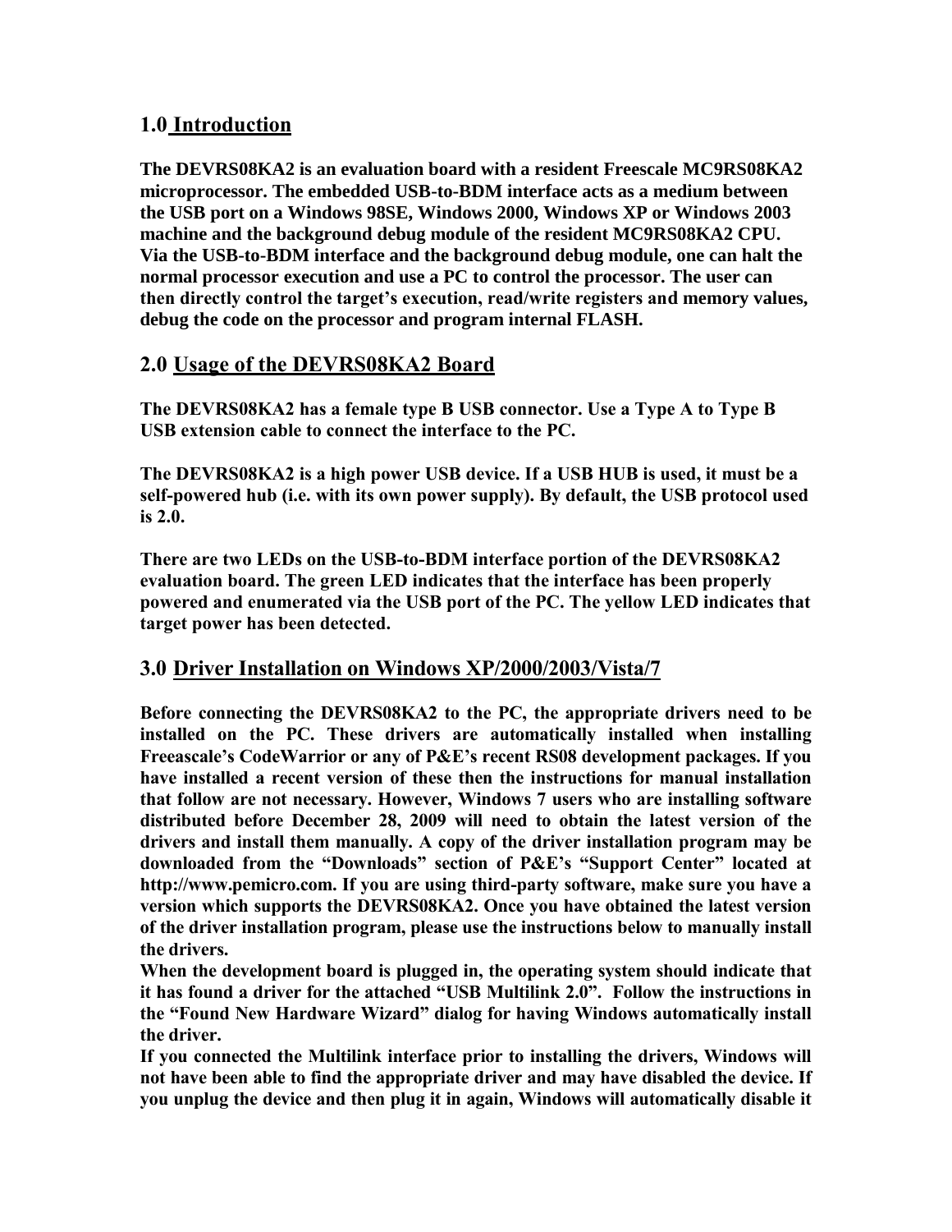## 1.0 Introduction

**The DEVRS08KA2 is an evaluation board with a resident Freescale MC9RS08KA2 microprocessor. The embedded USB-to-BDM interface acts as a medium between the USB port on a Windows 98SE, Windows 2000, Windows XP or Windows 2003 machine and the background debug module of the resident MC9RS08KA2 CPU. Via the USB-to-BDM interface and the background debug module, one can halt the normal processor execution and use a PC to control the processor. The user can then directly control the target's execution, read/write registers and memory values, debug the code on the processor and program internal FLASH.**

## 2.0 Usage of the DEVRS08KA2 Board

**The DEVRS08KA2 has a female type B USB connector. Use a Type A to Type B USB extension cable to connect the interface to the PC.**

**The DEVRS08KA2 is a high power USB device. If a USB HUB is used, it must be a self-powered hub (i.e. with its own power supply). By default, the USB protocol used is 2.0.**

**There are two LEDs on the USB-to-BDM interface portion of the DEVRS08KA2 evaluation board. The green LED indicates that the interface has been properly powered and enumerated via the USB port of the PC. The yellow LED indicates that target power has been detected.**

## 3.0 Driver Installation on Windows XP/2000/2003/Vista/7

**Before connecting the DEVRS08KA2 to the PC, the appropriate drivers need to be installed on the PC. These drivers are automatically installed when installing Freeascale's CodeWarrior or any of P&E's recent RS08 development packages. If you have installed a recent version of these then the instructions for manual installation that follow are not necessary. However, Windows 7 users who are installing software distributed before December 28, 2009 will need to obtain the latest version of the drivers and install them manually. A copy of the driver installation program may be downloaded from the "Downloads" section of P&E's "Support Center" located at http://www.pemicro.com. If you are using third-party software, make sure you have a version which supports the DEVRS08KA2. Once you have obtained the latest version of the driver installation program, please use the instructions below to manually install the drivers.**

**When the development board is plugged in, the operating system should indicate that it has found a driver for the attached "USB Multilink 2.0". Follow the instructions in the "Found New Hardware Wizard" dialog for having Windows automatically install the driver.**

**If you connected the Multilink interface prior to installing the drivers, Windows will not have been able to find the appropriate driver and may have disabled the device. If you unplug the device and then plug it in again, Windows will automatically disable it**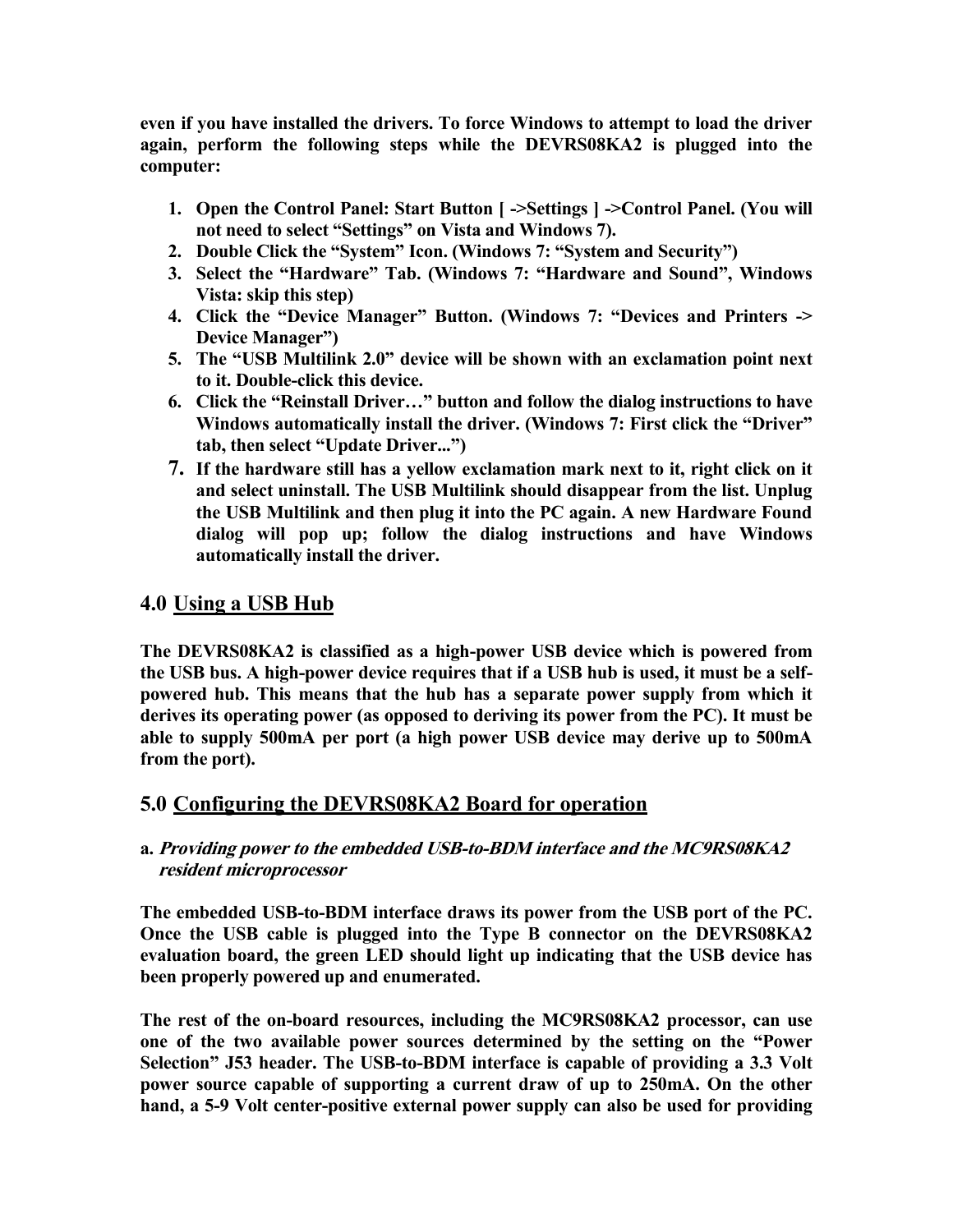**even if you have installed the drivers. To force Windows to attempt to load the driver again, perform the following steps while the DEVRS08KA2 is plugged into the computer:**

1. **Open the Control Panel: Start Button [ ->Settings ] ->Control Panel. (You will not need to select "Settings" on Vista and Windows 7).**
2. **Double Click the "System" Icon. (Windows 7: "System and Security")**
3. **Select the "Hardware" Tab. (Windows 7: "Hardware and Sound", Windows Vista: skip this step)**
4. **Click the "Device Manager" Button. (Windows 7: "Devices and Printers -> Device Manager")**
5. **The "USB Multilink 2.0" device will be shown with an exclamation point next to it. Double-click this device.**
6. **Click the "Reinstall Driver…" button and follow the dialog instructions to have Windows automatically install the driver. (Windows 7: First click the "Driver" tab, then select "Update Driver...")**
7. **If the hardware still has a yellow exclamation mark next to it, right click on it and select uninstall. The USB Multilink should disappear from the list. Unplug the USB Multilink and then plug it into the PC again. A new Hardware Found dialog will pop up; follow the dialog instructions and have Windows automatically install the driver.**

## 4.0 Using a USB Hub

**The DEVRS08KA2 is classified as a high-power USB device which is powered from the USB bus. A high-power device requires that if a USB hub is used, it must be a self-powered hub. This means that the hub has a separate power supply from which it derives its operating power (as opposed to deriving its power from the PC). It must be able to supply 500mA per port (a high power USB device may derive up to 500mA from the port).**

## 5.0 Configuring the DEVRS08KA2 Board for operation

**a.** ***Providing power to the embedded USB-to-BDM interface and the MC9RS08KA2 resident microprocessor***

**The embedded USB-to-BDM interface draws its power from the USB port of the PC. Once the USB cable is plugged into the Type B connector on the DEVRS08KA2 evaluation board, the green LED should light up indicating that the USB device has been properly powered up and enumerated.**

**The rest of the on-board resources, including the MC9RS08KA2 processor, can use one of the two available power sources determined by the setting on the "Power Selection" J53 header. The USB-to-BDM interface is capable of providing a 3.3 Volt power source capable of supporting a current draw of up to 250mA. On the other hand, a 5-9 Volt center-positive external power supply can also be used for providing**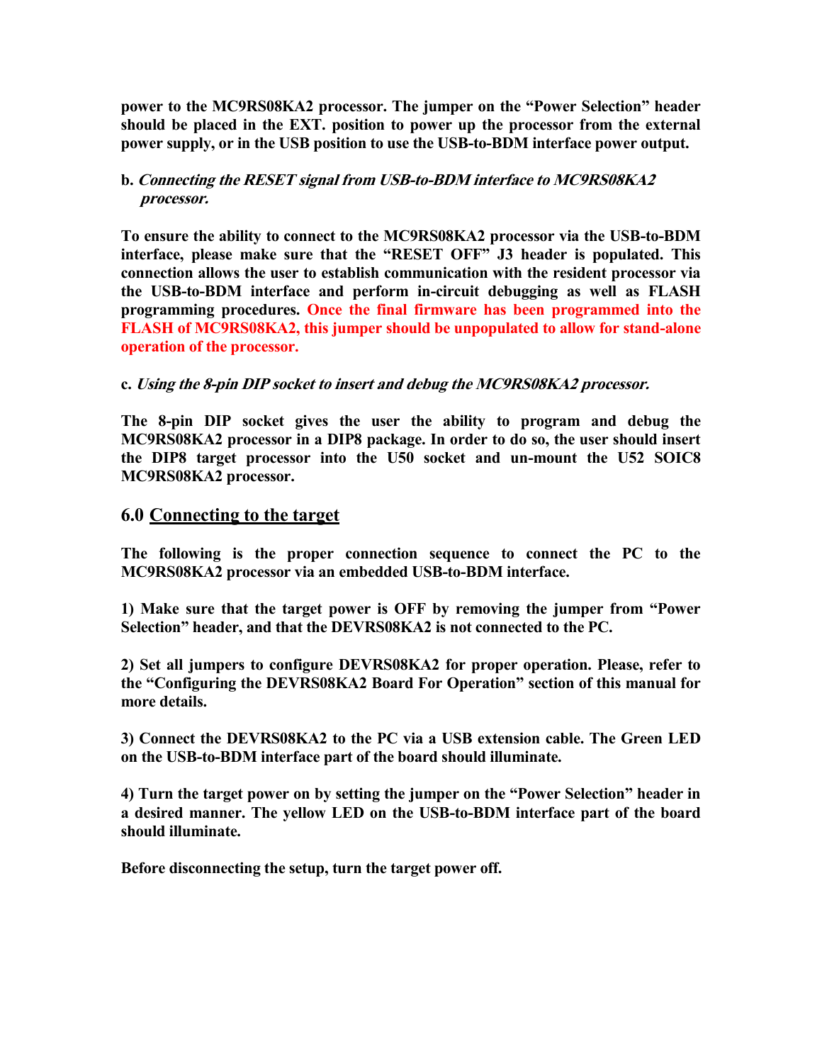**power to the MC9RS08KA2 processor. The jumper on the "Power Selection" header should be placed in the EXT. position to power up the processor from the external power supply, or in the USB position to use the USB-to-BDM interface power output.**

**b. *Connecting the RESET signal from USB-to-BDM interface to MC9RS08KA2 processor.***

**To ensure the ability to connect to the MC9RS08KA2 processor via the USB-to-BDM interface, please make sure that the "RESET OFF" J3 header is populated. This connection allows the user to establish communication with the resident processor via the USB-to-BDM interface and perform in-circuit debugging as well as FLASH programming procedures. Once the final firmware has been programmed into the FLASH of MC9RS08KA2, this jumper should be unpopulated to allow for stand-alone operation of the processor.**

**c. *Using the 8-pin DIP socket to insert and debug the MC9RS08KA2 processor.***

**The 8-pin DIP socket gives the user the ability to program and debug the MC9RS08KA2 processor in a DIP8 package. In order to do so, the user should insert the DIP8 target processor into the U50 socket and un-mount the U52 SOIC8 MC9RS08KA2 processor.**

## 6.0 Connecting to the target

**The following is the proper connection sequence to connect the PC to the MC9RS08KA2 processor via an embedded USB-to-BDM interface.**

**1) Make sure that the target power is OFF by removing the jumper from "Power Selection" header, and that the DEVRS08KA2 is not connected to the PC.**

**2) Set all jumpers to configure DEVRS08KA2 for proper operation. Please, refer to the "Configuring the DEVRS08KA2 Board For Operation" section of this manual for more details.**

**3) Connect the DEVRS08KA2 to the PC via a USB extension cable. The Green LED on the USB-to-BDM interface part of the board should illuminate.**

**4) Turn the target power on by setting the jumper on the "Power Selection" header in a desired manner. The yellow LED on the USB-to-BDM interface part of the board should illuminate.**

**Before disconnecting the setup, turn the target power off.**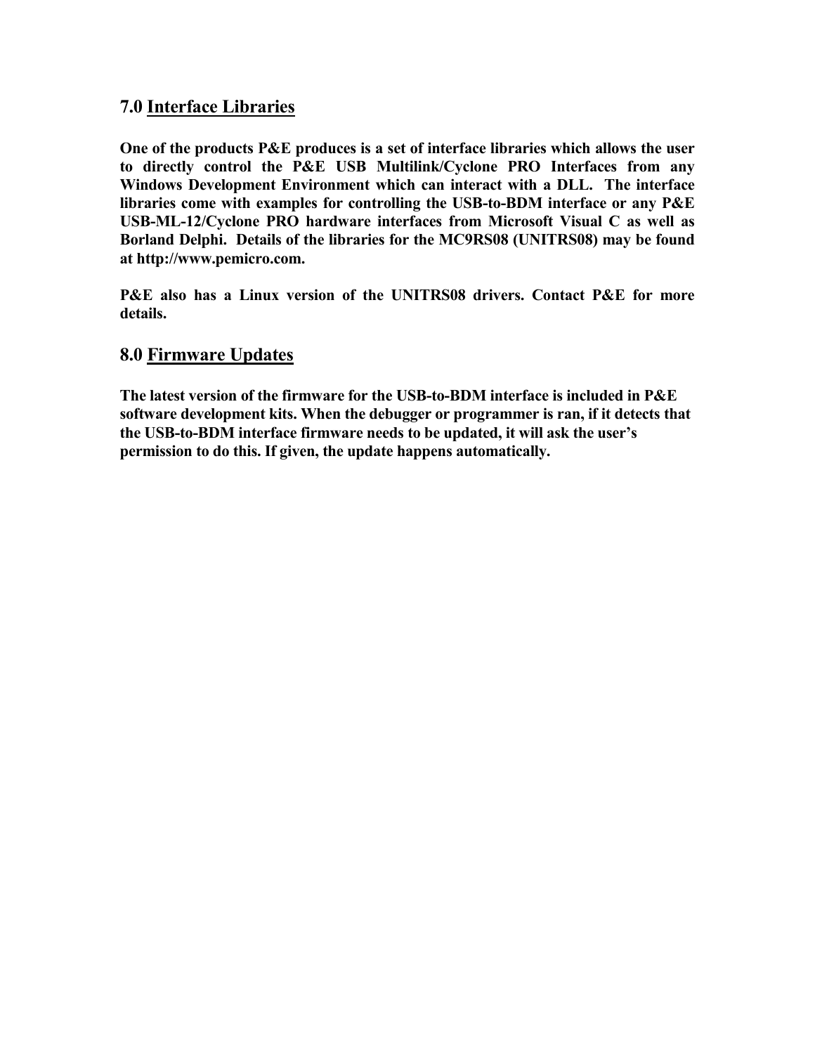## 7.0 Interface Libraries

**One of the products P&E produces is a set of interface libraries which allows the user to directly control the P&E USB Multilink/Cyclone PRO Interfaces from any Windows Development Environment which can interact with a DLL. The interface libraries come with examples for controlling the USB-to-BDM interface or any P&E USB-ML-12/Cyclone PRO hardware interfaces from Microsoft Visual C as well as Borland Delphi. Details of the libraries for the MC9RS08 (UNITRS08) may be found at http://www.pemicro.com.**

**P&E also has a Linux version of the UNITRS08 drivers. Contact P&E for more details.**

## 8.0 Firmware Updates

**The latest version of the firmware for the USB-to-BDM interface is included in P&E software development kits. When the debugger or programmer is ran, if it detects that the USB-to-BDM interface firmware needs to be updated, it will ask the user's permission to do this. If given, the update happens automatically.**